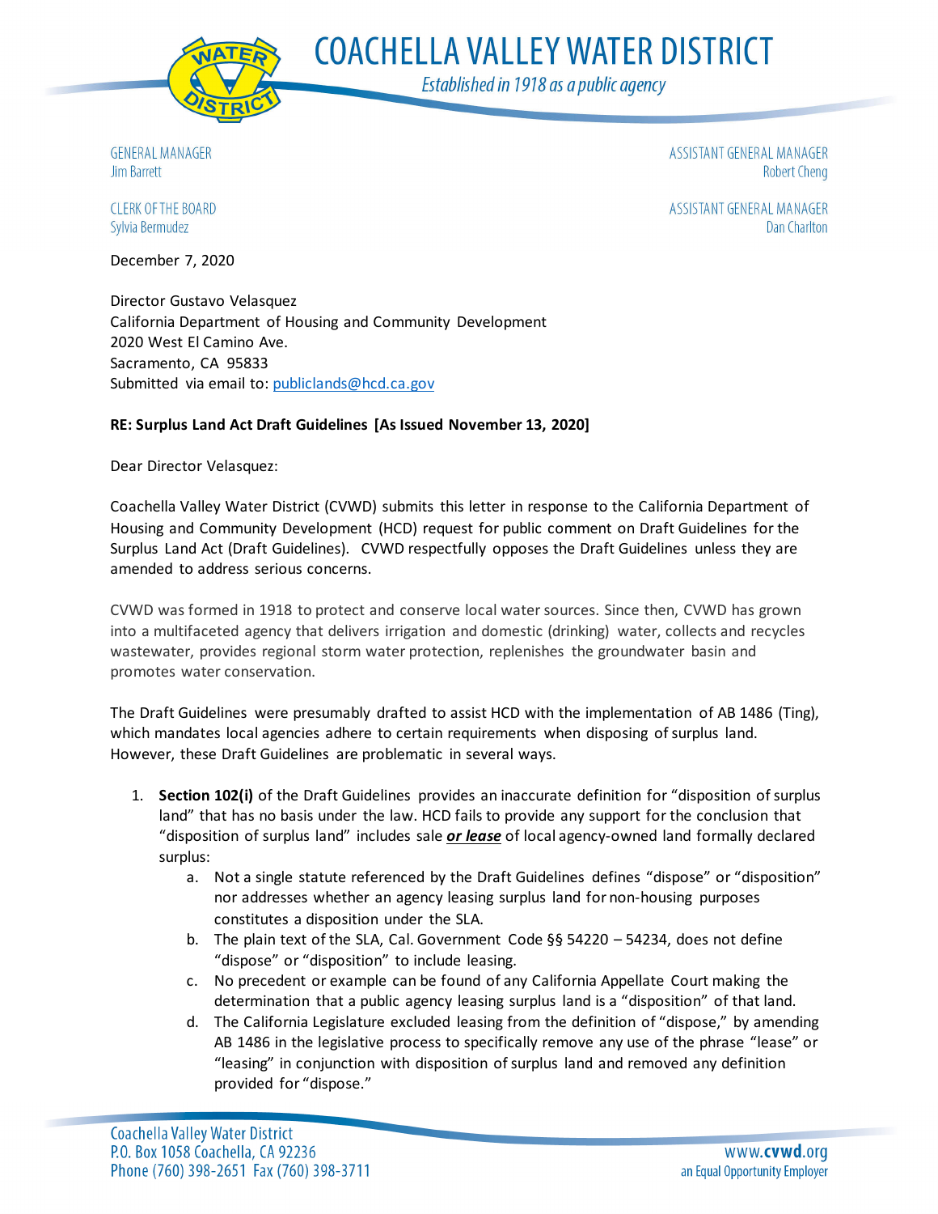# COACHELLA VALLEY WATER DISTRICT

*Established in 1918 as a public agency*

GENERAL MANAGER
Jim Barrett

CLERK OF THE BOARD
Sylvia Bermudez

ASSISTANT GENERAL MANAGER
Robert Cheng

ASSISTANT GENERAL MANAGER
Dan Charlton

December 7, 2020

Director Gustavo Velasquez
California Department of Housing and Community Development
2020 West El Camino Ave.
Sacramento, CA 95833
Submitted via email to: publiclands@hcd.ca.gov

**RE: Surplus Land Act Draft Guidelines [As Issued November 13, 2020]**

Dear Director Velasquez:

Coachella Valley Water District (CVWD) submits this letter in response to the California Department of Housing and Community Development (HCD) request for public comment on Draft Guidelines for the Surplus Land Act (Draft Guidelines). CVWD respectfully opposes the Draft Guidelines unless they are amended to address serious concerns.

CVWD was formed in 1918 to protect and conserve local water sources. Since then, CVWD has grown into a multifaceted agency that delivers irrigation and domestic (drinking) water, collects and recycles wastewater, provides regional storm water protection, replenishes the groundwater basin and promotes water conservation.

The Draft Guidelines were presumably drafted to assist HCD with the implementation of AB 1486 (Ting), which mandates local agencies adhere to certain requirements when disposing of surplus land. However, these Draft Guidelines are problematic in several ways.

1. **Section 102(i)** of the Draft Guidelines provides an inaccurate definition for "disposition of surplus land" that has no basis under the law. HCD fails to provide any support for the conclusion that "disposition of surplus land" includes sale ***or lease*** of local agency-owned land formally declared surplus:
   a. Not a single statute referenced by the Draft Guidelines defines "dispose" or "disposition" nor addresses whether an agency leasing surplus land for non-housing purposes constitutes a disposition under the SLA.
   b. The plain text of the SLA, Cal. Government Code §§ 54220 – 54234, does not define "dispose" or "disposition" to include leasing.
   c. No precedent or example can be found of any California Appellate Court making the determination that a public agency leasing surplus land is a "disposition" of that land.
   d. The California Legislature excluded leasing from the definition of "dispose," by amending AB 1486 in the legislative process to specifically remove any use of the phrase "lease" or "leasing" in conjunction with disposition of surplus land and removed any definition provided for "dispose."

Coachella Valley Water District
P.O. Box 1058 Coachella, CA 92236
Phone (760) 398-2651 Fax (760) 398-3711

www.cvwd.org
an Equal Opportunity Employer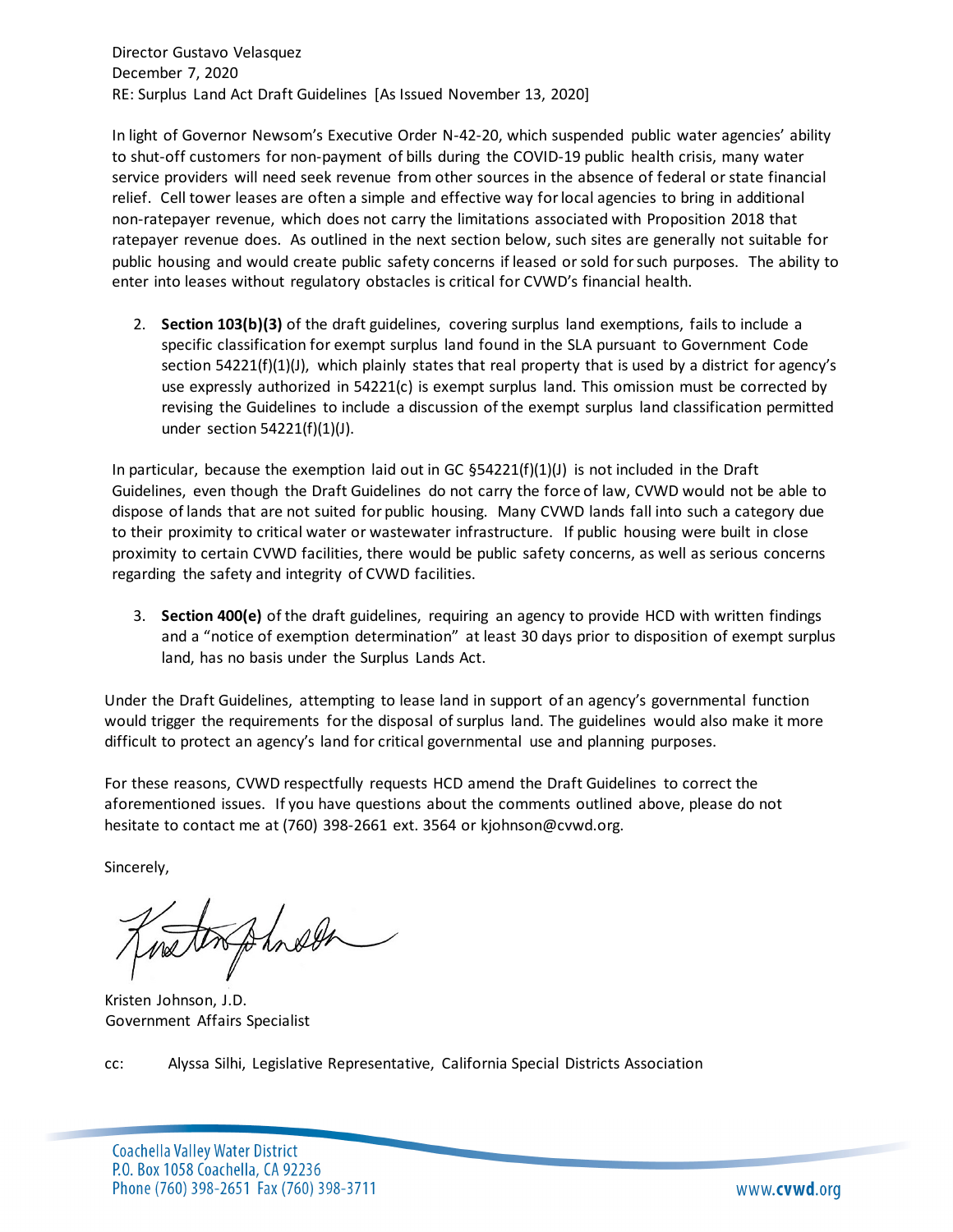Director Gustavo Velasquez
December 7, 2020
RE: Surplus Land Act Draft Guidelines [As Issued November 13, 2020]

In light of Governor Newsom's Executive Order N-42-20, which suspended public water agencies' ability to shut-off customers for non-payment of bills during the COVID-19 public health crisis, many water service providers will need seek revenue from other sources in the absence of federal or state financial relief. Cell tower leases are often a simple and effective way for local agencies to bring in additional non-ratepayer revenue, which does not carry the limitations associated with Proposition 2018 that ratepayer revenue does. As outlined in the next section below, such sites are generally not suitable for public housing and would create public safety concerns if leased or sold for such purposes. The ability to enter into leases without regulatory obstacles is critical for CVWD's financial health.

2. **Section 103(b)(3)** of the draft guidelines, covering surplus land exemptions, fails to include a specific classification for exempt surplus land found in the SLA pursuant to Government Code section 54221(f)(1)(J), which plainly states that real property that is used by a district for agency's use expressly authorized in 54221(c) is exempt surplus land. This omission must be corrected by revising the Guidelines to include a discussion of the exempt surplus land classification permitted under section 54221(f)(1)(J).

In particular, because the exemption laid out in GC §54221(f)(1)(J) is not included in the Draft Guidelines, even though the Draft Guidelines do not carry the force of law, CVWD would not be able to dispose of lands that are not suited for public housing. Many CVWD lands fall into such a category due to their proximity to critical water or wastewater infrastructure. If public housing were built in close proximity to certain CVWD facilities, there would be public safety concerns, as well as serious concerns regarding the safety and integrity of CVWD facilities.

3. **Section 400(e)** of the draft guidelines, requiring an agency to provide HCD with written findings and a "notice of exemption determination" at least 30 days prior to disposition of exempt surplus land, has no basis under the Surplus Lands Act.

Under the Draft Guidelines, attempting to lease land in support of an agency's governmental function would trigger the requirements for the disposal of surplus land. The guidelines would also make it more difficult to protect an agency's land for critical governmental use and planning purposes.

For these reasons, CVWD respectfully requests HCD amend the Draft Guidelines to correct the aforementioned issues. If you have questions about the comments outlined above, please do not hesitate to contact me at (760) 398-2661 ext. 3564 or kjohnson@cvwd.org.

Sincerely,

Kristen Johnson, J.D.
Government Affairs Specialist

cc: Alyssa Silhi, Legislative Representative, California Special Districts Association

Coachella Valley Water District
P.O. Box 1058 Coachella, CA 92236
Phone (760) 398-2651 Fax (760) 398-3711

www.cvwd.org